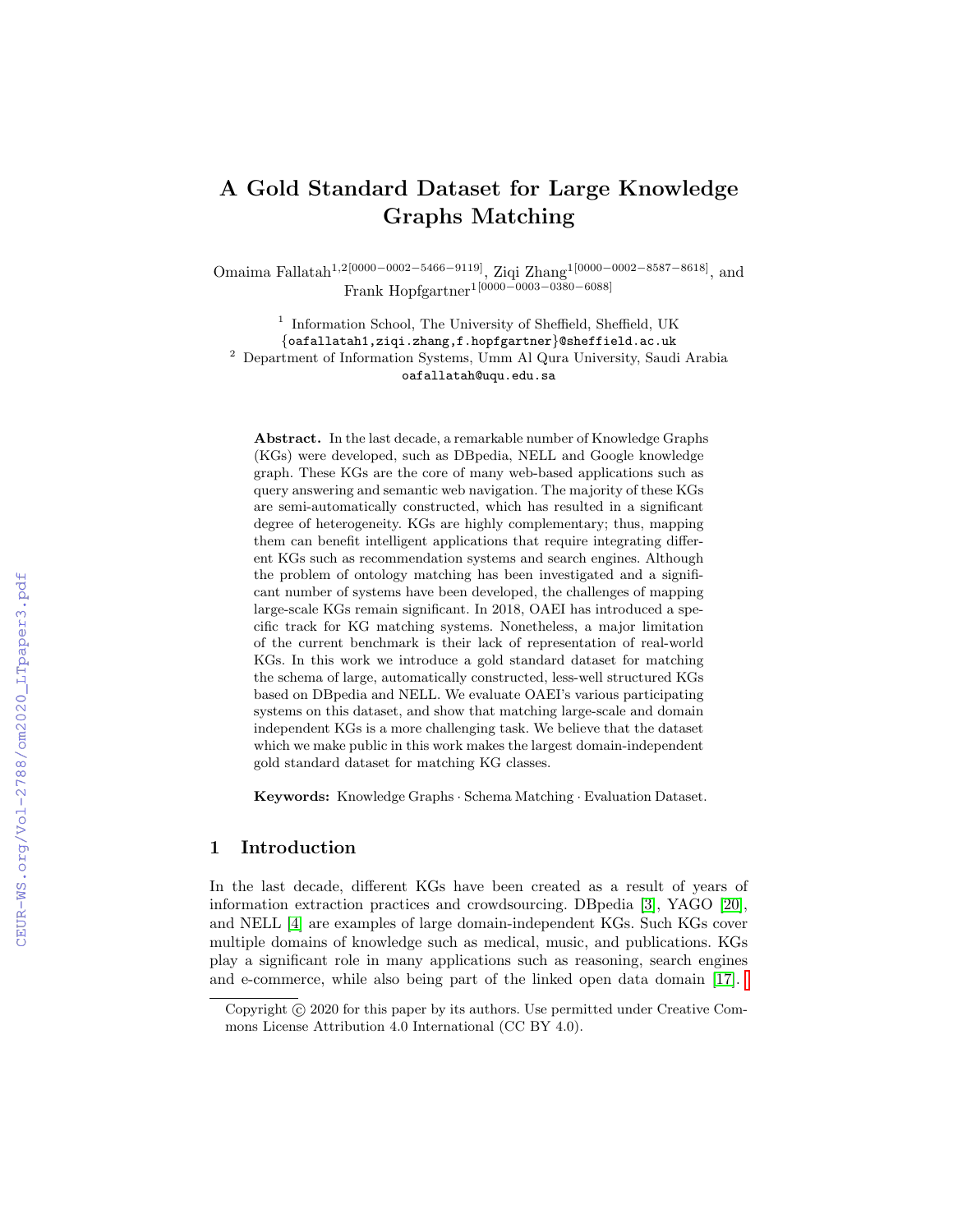# A Gold Standard Dataset for Large Knowledge Graphs Matching

Omaima Fallatah[1,2][0000-0002-5466-9119], Ziqi Zhang[1][0000-0002-8587-8618], and Frank Hopfgartner[1][0000-0003-0380-6088]

[1] Information School, The University of Sheffield, Sheffield, UK
{oafallatah1,ziqi.zhang,f.hopfgartner}@sheffield.ac.uk
[2] Department of Information Systems, Umm Al Qura University, Saudi Arabia
oafallatah@uqu.edu.sa

**Abstract.** In the last decade, a remarkable number of Knowledge Graphs (KGs) were developed, such as DBpedia, NELL and Google knowledge graph. These KGs are the core of many web-based applications such as query answering and semantic web navigation. The majority of these KGs are semi-automatically constructed, which has resulted in a significant degree of heterogeneity. KGs are highly complementary; thus, mapping them can benefit intelligent applications that require integrating different KGs such as recommendation systems and search engines. Although the problem of ontology matching has been investigated and a significant number of systems have been developed, the challenges of mapping large-scale KGs remain significant. In 2018, OAEI has introduced a specific track for KG matching systems. Nonetheless, a major limitation of the current benchmark is their lack of representation of real-world KGs. In this work we introduce a gold standard dataset for matching the schema of large, automatically constructed, less-well structured KGs based on DBpedia and NELL. We evaluate OAEI's various participating systems on this dataset, and show that matching large-scale and domain independent KGs is a more challenging task. We believe that the dataset which we make public in this work makes the largest domain-independent gold standard dataset for matching KG classes.

**Keywords:** Knowledge Graphs · Schema Matching · Evaluation Dataset.

## 1 Introduction

In the last decade, different KGs have been created as a result of years of information extraction practices and crowdsourcing. DBpedia [3], YAGO [20], and NELL [4] are examples of large domain-independent KGs. Such KGs cover multiple domains of knowledge such as medical, music, and publications. KGs play a significant role in many applications such as reasoning, search engines and e-commerce, while also being part of the linked open data domain [17].

Copyright © 2020 for this paper by its authors. Use permitted under Creative Commons License Attribution 4.0 International (CC BY 4.0).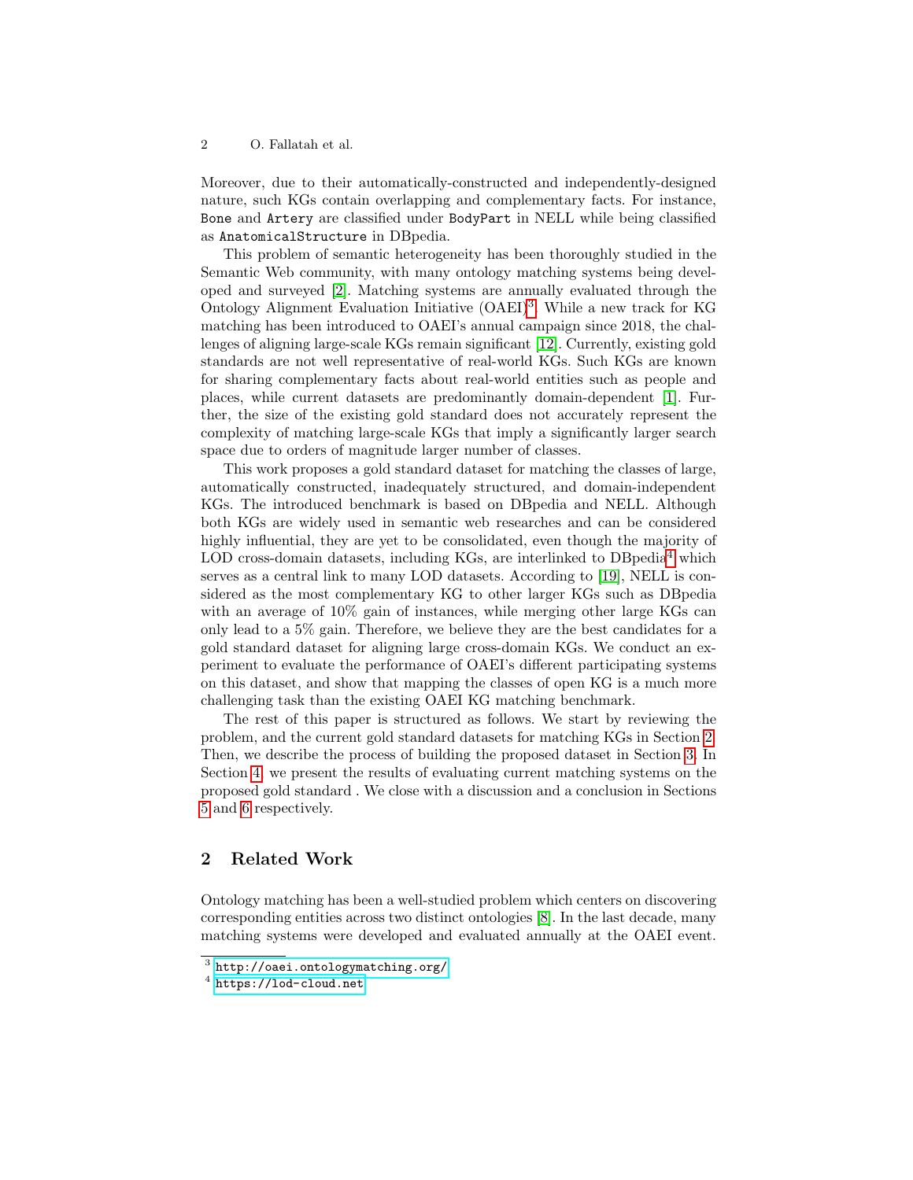Moreover, due to their automatically-constructed and independently-designed nature, such KGs contain overlapping and complementary facts. For instance, `Bone` and `Artery` are classified under `BodyPart` in NELL while being classified as `AnatomicalStructure` in DBpedia.

This problem of semantic heterogeneity has been thoroughly studied in the Semantic Web community, with many ontology matching systems being developed and surveyed [2]. Matching systems are annually evaluated through the Ontology Alignment Evaluation Initiative (OAEI)[3]. While a new track for KG matching has been introduced to OAEI's annual campaign since 2018, the challenges of aligning large-scale KGs remain significant [12]. Currently, existing gold standards are not well representative of real-world KGs. Such KGs are known for sharing complementary facts about real-world entities such as people and places, while current datasets are predominantly domain-dependent [1]. Further, the size of the existing gold standard does not accurately represent the complexity of matching large-scale KGs that imply a significantly larger search space due to orders of magnitude larger number of classes.

This work proposes a gold standard dataset for matching the classes of large, automatically constructed, inadequately structured, and domain-independent KGs. The introduced benchmark is based on DBpedia and NELL. Although both KGs are widely used in semantic web researches and can be considered highly influential, they are yet to be consolidated, even though the majority of LOD cross-domain datasets, including KGs, are interlinked to DBpedia[4] which serves as a central link to many LOD datasets. According to [19], NELL is considered as the most complementary KG to other larger KGs such as DBpedia with an average of 10% gain of instances, while merging other large KGs can only lead to a 5% gain. Therefore, we believe they are the best candidates for a gold standard dataset for aligning large cross-domain KGs. We conduct an experiment to evaluate the performance of OAEI's different participating systems on this dataset, and show that mapping the classes of open KG is a much more challenging task than the existing OAEI KG matching benchmark.

The rest of this paper is structured as follows. We start by reviewing the problem, and the current gold standard datasets for matching KGs in Section 2. Then, we describe the process of building the proposed dataset in Section 3. In Section 4, we present the results of evaluating current matching systems on the proposed gold standard . We close with a discussion and a conclusion in Sections 5 and 6 respectively.

## 2 Related Work

Ontology matching has been a well-studied problem which centers on discovering corresponding entities across two distinct ontologies [8]. In the last decade, many matching systems were developed and evaluated annually at the OAEI event.

[3] http://oaei.ontologymatching.org/

[4] https://lod-cloud.net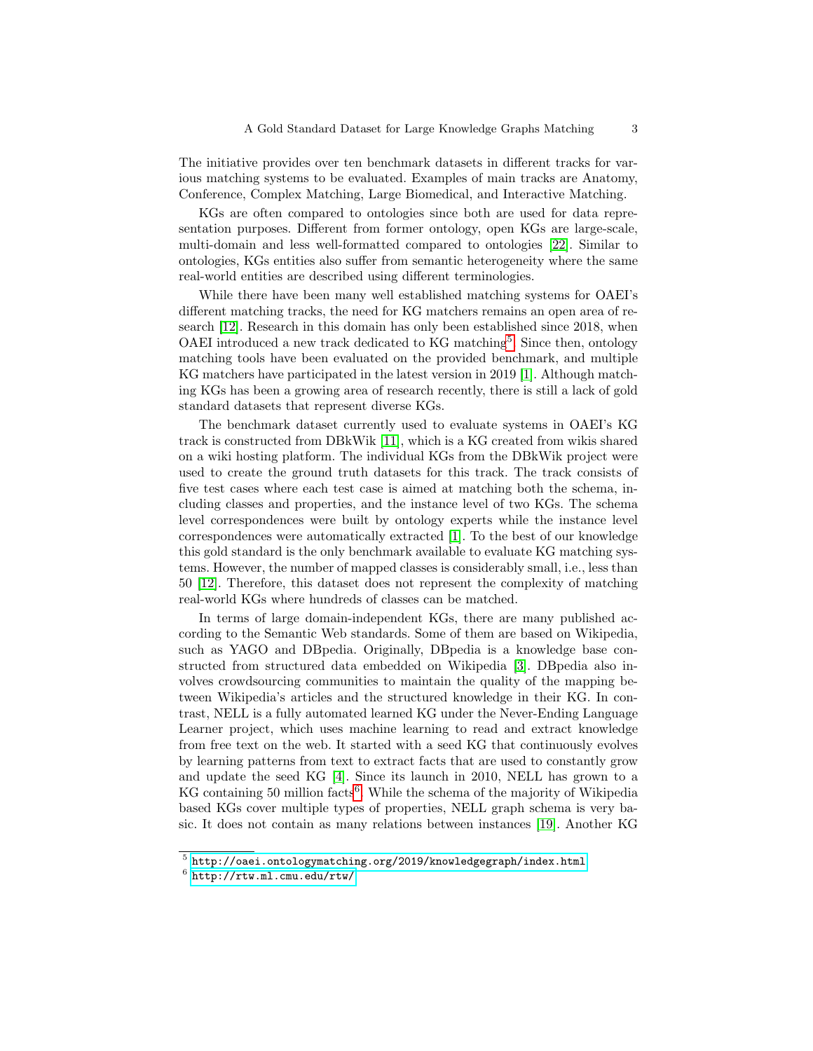The initiative provides over ten benchmark datasets in different tracks for various matching systems to be evaluated. Examples of main tracks are Anatomy, Conference, Complex Matching, Large Biomedical, and Interactive Matching.

KGs are often compared to ontologies since both are used for data representation purposes. Different from former ontology, open KGs are large-scale, multi-domain and less well-formatted compared to ontologies [22]. Similar to ontologies, KGs entities also suffer from semantic heterogeneity where the same real-world entities are described using different terminologies.

While there have been many well established matching systems for OAEI's different matching tracks, the need for KG matchers remains an open area of research [12]. Research in this domain has only been established since 2018, when OAEI introduced a new track dedicated to KG matching[5]. Since then, ontology matching tools have been evaluated on the provided benchmark, and multiple KG matchers have participated in the latest version in 2019 [1]. Although matching KGs has been a growing area of research recently, there is still a lack of gold standard datasets that represent diverse KGs.

The benchmark dataset currently used to evaluate systems in OAEI's KG track is constructed from DBkWik [11], which is a KG created from wikis shared on a wiki hosting platform. The individual KGs from the DBkWik project were used to create the ground truth datasets for this track. The track consists of five test cases where each test case is aimed at matching both the schema, including classes and properties, and the instance level of two KGs. The schema level correspondences were built by ontology experts while the instance level correspondences were automatically extracted [1]. To the best of our knowledge this gold standard is the only benchmark available to evaluate KG matching systems. However, the number of mapped classes is considerably small, i.e., less than 50 [12]. Therefore, this dataset does not represent the complexity of matching real-world KGs where hundreds of classes can be matched.

In terms of large domain-independent KGs, there are many published according to the Semantic Web standards. Some of them are based on Wikipedia, such as YAGO and DBpedia. Originally, DBpedia is a knowledge base constructed from structured data embedded on Wikipedia [3]. DBpedia also involves crowdsourcing communities to maintain the quality of the mapping between Wikipedia's articles and the structured knowledge in their KG. In contrast, NELL is a fully automated learned KG under the Never-Ending Language Learner project, which uses machine learning to read and extract knowledge from free text on the web. It started with a seed KG that continuously evolves by learning patterns from text to extract facts that are used to constantly grow and update the seed KG [4]. Since its launch in 2010, NELL has grown to a KG containing 50 million facts[6]. While the schema of the majority of Wikipedia based KGs cover multiple types of properties, NELL graph schema is very basic. It does not contain as many relations between instances [19]. Another KG

[5] http://oaei.ontologymatching.org/2019/knowledgegraph/index.html

[6] http://rtw.ml.cmu.edu/rtw/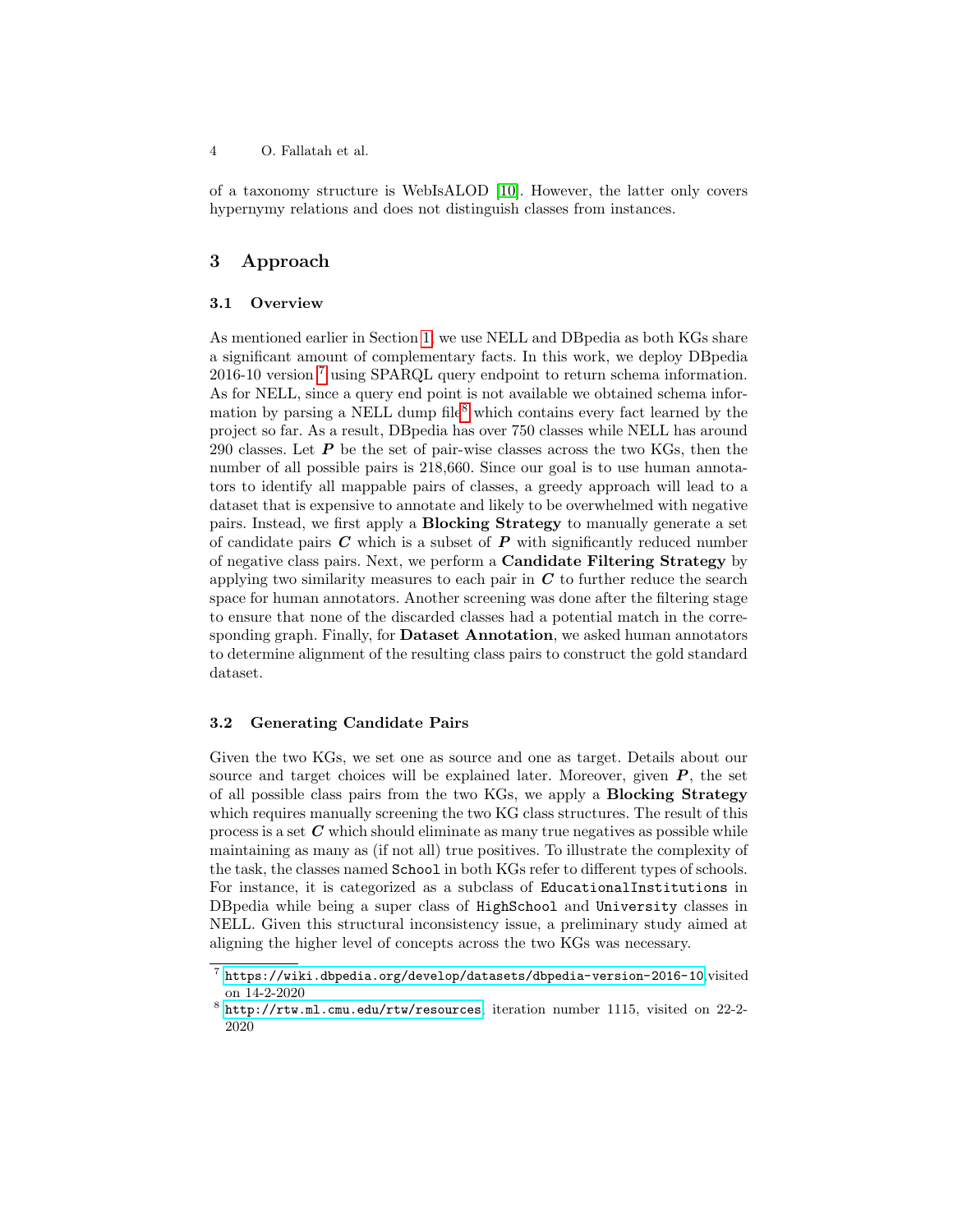of a taxonomy structure is WebIsALOD [10]. However, the latter only covers hypernymy relations and does not distinguish classes from instances.

## 3 Approach

### 3.1 Overview

As mentioned earlier in Section 1, we use NELL and DBpedia as both KGs share a significant amount of complementary facts. In this work, we deploy DBpedia 2016-10 version [7] using SPARQL query endpoint to return schema information. As for NELL, since a query end point is not available we obtained schema information by parsing a NELL dump file[8] which contains every fact learned by the project so far. As a result, DBpedia has over 750 classes while NELL has around 290 classes. Let $\boldsymbol{P}$ be the set of pair-wise classes across the two KGs, then the number of all possible pairs is 218,660. Since our goal is to use human annotators to identify all mappable pairs of classes, a greedy approach will lead to a dataset that is expensive to annotate and likely to be overwhelmed with negative pairs. Instead, we first apply a **Blocking Strategy** to manually generate a set of candidate pairs $\boldsymbol{C}$ which is a subset of $\boldsymbol{P}$ with significantly reduced number of negative class pairs. Next, we perform a **Candidate Filtering Strategy** by applying two similarity measures to each pair in $\boldsymbol{C}$ to further reduce the search space for human annotators. Another screening was done after the filtering stage to ensure that none of the discarded classes had a potential match in the corresponding graph. Finally, for **Dataset Annotation**, we asked human annotators to determine alignment of the resulting class pairs to construct the gold standard dataset.

### 3.2 Generating Candidate Pairs

Given the two KGs, we set one as source and one as target. Details about our source and target choices will be explained later. Moreover, given $\boldsymbol{P}$, the set of all possible class pairs from the two KGs, we apply a **Blocking Strategy** which requires manually screening the two KG class structures. The result of this process is a set $\boldsymbol{C}$ which should eliminate as many true negatives as possible while maintaining as many as (if not all) true positives. To illustrate the complexity of the task, the classes named `School` in both KGs refer to different types of schools. For instance, it is categorized as a subclass of `EducationalInstitutions` in DBpedia while being a super class of `HighSchool` and `University` classes in NELL. Given this structural inconsistency issue, a preliminary study aimed at aligning the higher level of concepts across the two KGs was necessary.

---

[7] https://wiki.dbpedia.org/develop/datasets/dbpedia-version-2016-10 visited on 14-2-2020

[8] http://rtw.ml.cmu.edu/rtw/resources, iteration number 1115, visited on 22-2-2020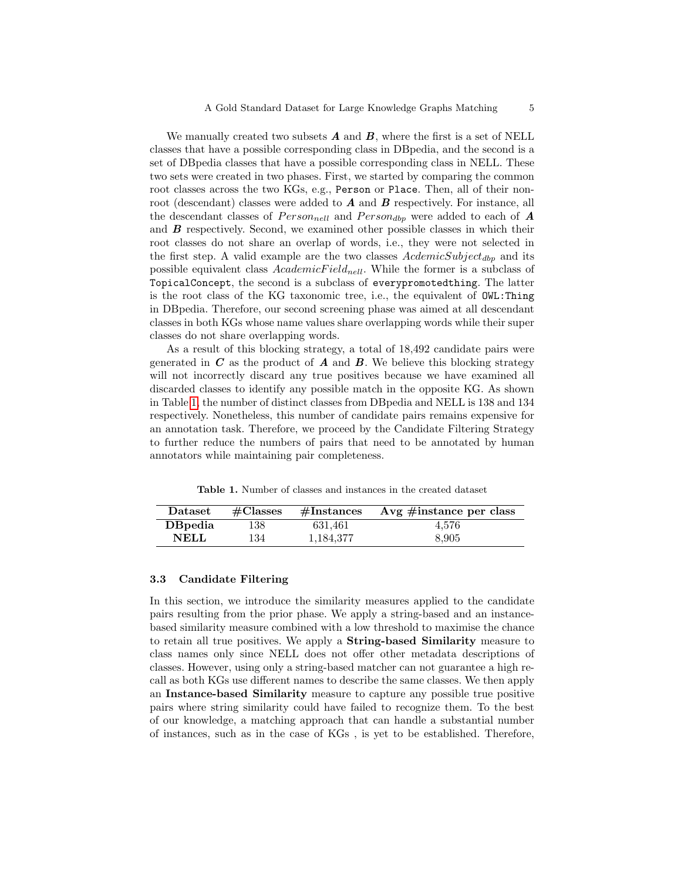We manually created two subsets $\boldsymbol{A}$ and $\boldsymbol{B}$, where the first is a set of NELL classes that have a possible corresponding class in DBpedia, and the second is a set of DBpedia classes that have a possible corresponding class in NELL. These two sets were created in two phases. First, we started by comparing the common root classes across the two KGs, e.g., `Person` or `Place`. Then, all of their non-root (descendant) classes were added to $\boldsymbol{A}$ and $\boldsymbol{B}$ respectively. For instance, all the descendant classes of $Person_{nell}$ and $Person_{dbp}$ were added to each of $\boldsymbol{A}$ and $\boldsymbol{B}$ respectively. Second, we examined other possible classes in which their root classes do not share an overlap of words, i.e., they were not selected in the first step. A valid example are the two classes $AcdemicSubject_{dbp}$ and its possible equivalent class $AcademicField_{nell}$. While the former is a subclass of `TopicalConcept`, the second is a subclass of `everypromotedthing`. The latter is the root class of the KG taxonomic tree, i.e., the equivalent of `OWL:Thing` in DBpedia. Therefore, our second screening phase was aimed at all descendant classes in both KGs whose name values share overlapping words while their super classes do not share overlapping words.

As a result of this blocking strategy, a total of 18,492 candidate pairs were generated in $\boldsymbol{C}$ as the product of $\boldsymbol{A}$ and $\boldsymbol{B}$. We believe this blocking strategy will not incorrectly discard any true positives because we have examined all discarded classes to identify any possible match in the opposite KG. As shown in Table 1, the number of distinct classes from DBpedia and NELL is 138 and 134 respectively. Nonetheless, this number of candidate pairs remains expensive for an annotation task. Therefore, we proceed by the Candidate Filtering Strategy to further reduce the numbers of pairs that need to be annotated by human annotators while maintaining pair completeness.

**Table 1.** Number of classes and instances in the created dataset

| Dataset | #Classes | #Instances | Avg #instance per class |
|---|---|---|---|
| **DBpedia** | 138 | 631,461 | 4,576 |
| **NELL** | 134 | 1,184,377 | 8,905 |

### 3.3 Candidate Filtering

In this section, we introduce the similarity measures applied to the candidate pairs resulting from the prior phase. We apply a string-based and an instance-based similarity measure combined with a low threshold to maximise the chance to retain all true positives. We apply a **String-based Similarity** measure to class names only since NELL does not offer other metadata descriptions of classes. However, using only a string-based matcher can not guarantee a high recall as both KGs use different names to describe the same classes. We then apply an **Instance-based Similarity** measure to capture any possible true positive pairs where string similarity could have failed to recognize them. To the best of our knowledge, a matching approach that can handle a substantial number of instances, such as in the case of KGs , is yet to be established. Therefore,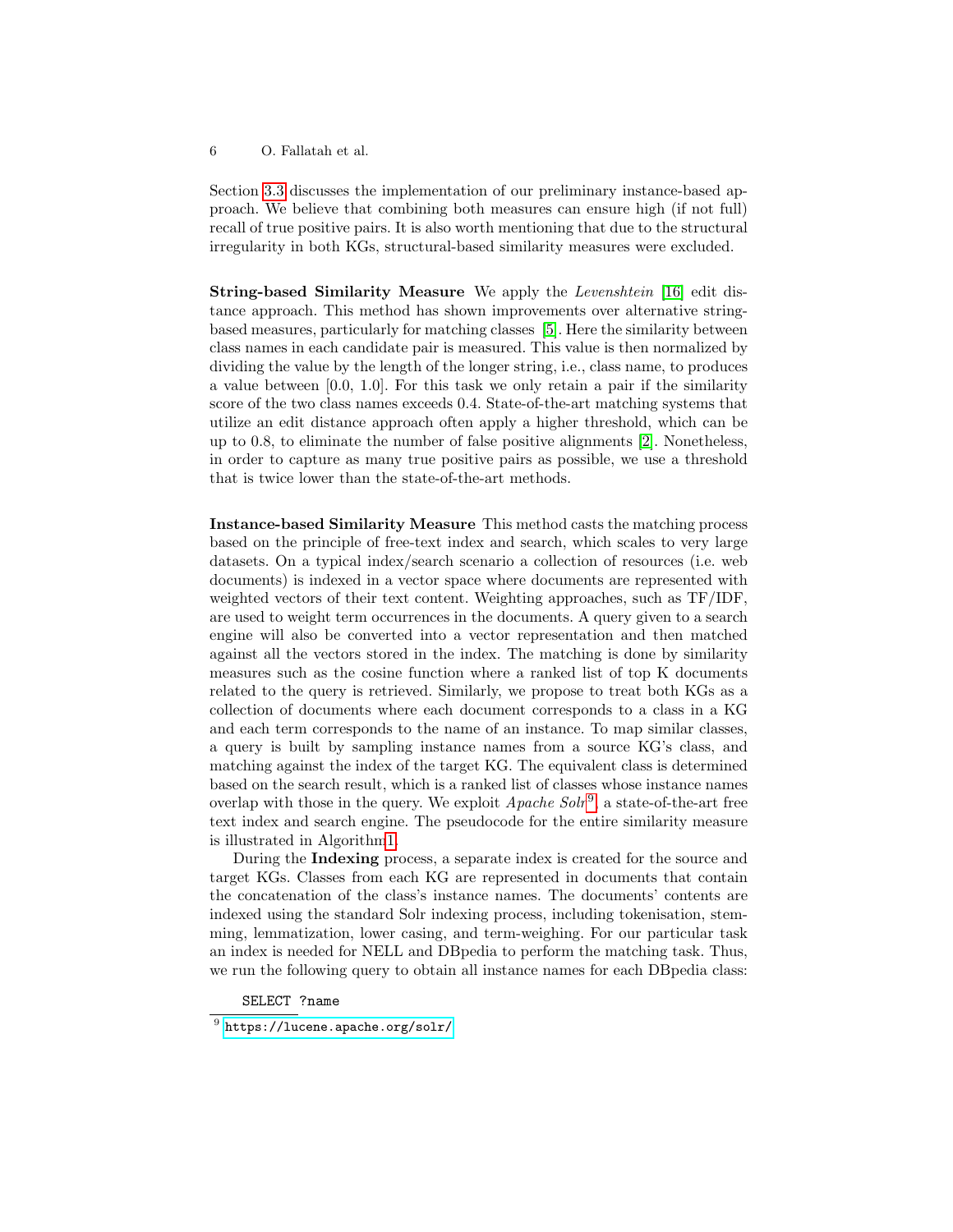Section 3.3 discusses the implementation of our preliminary instance-based approach. We believe that combining both measures can ensure high (if not full) recall of true positive pairs. It is also worth mentioning that due to the structural irregularity in both KGs, structural-based similarity measures were excluded.

**String-based Similarity Measure** We apply the *Levenshtein* [16] edit distance approach. This method has shown improvements over alternative string-based measures, particularly for matching classes [5]. Here the similarity between class names in each candidate pair is measured. This value is then normalized by dividing the value by the length of the longer string, i.e., class name, to produces a value between [0.0, 1.0]. For this task we only retain a pair if the similarity score of the two class names exceeds 0.4. State-of-the-art matching systems that utilize an edit distance approach often apply a higher threshold, which can be up to 0.8, to eliminate the number of false positive alignments [2]. Nonetheless, in order to capture as many true positive pairs as possible, we use a threshold that is twice lower than the state-of-the-art methods.

**Instance-based Similarity Measure** This method casts the matching process based on the principle of free-text index and search, which scales to very large datasets. On a typical index/search scenario a collection of resources (i.e. web documents) is indexed in a vector space where documents are represented with weighted vectors of their text content. Weighting approaches, such as TF/IDF, are used to weight term occurrences in the documents. A query given to a search engine will also be converted into a vector representation and then matched against all the vectors stored in the index. The matching is done by similarity measures such as the cosine function where a ranked list of top K documents related to the query is retrieved. Similarly, we propose to treat both KGs as a collection of documents where each document corresponds to a class in a KG and each term corresponds to the name of an instance. To map similar classes, a query is built by sampling instance names from a source KG's class, and matching against the index of the target KG. The equivalent class is determined based on the search result, which is a ranked list of classes whose instance names overlap with those in the query. We exploit *Apache Solr*[9], a state-of-the-art free text index and search engine. The pseudocode for the entire similarity measure is illustrated in Algorithm1.

During the **Indexing** process, a separate index is created for the source and target KGs. Classes from each KG are represented in documents that contain the concatenation of the class's instance names. The documents' contents are indexed using the standard Solr indexing process, including tokenisation, stemming, lemmatization, lower casing, and term-weighing. For our particular task an index is needed for NELL and DBpedia to perform the matching task. Thus, we run the following query to obtain all instance names for each DBpedia class:

```
SELECT ?name
```

[9] https://lucene.apache.org/solr/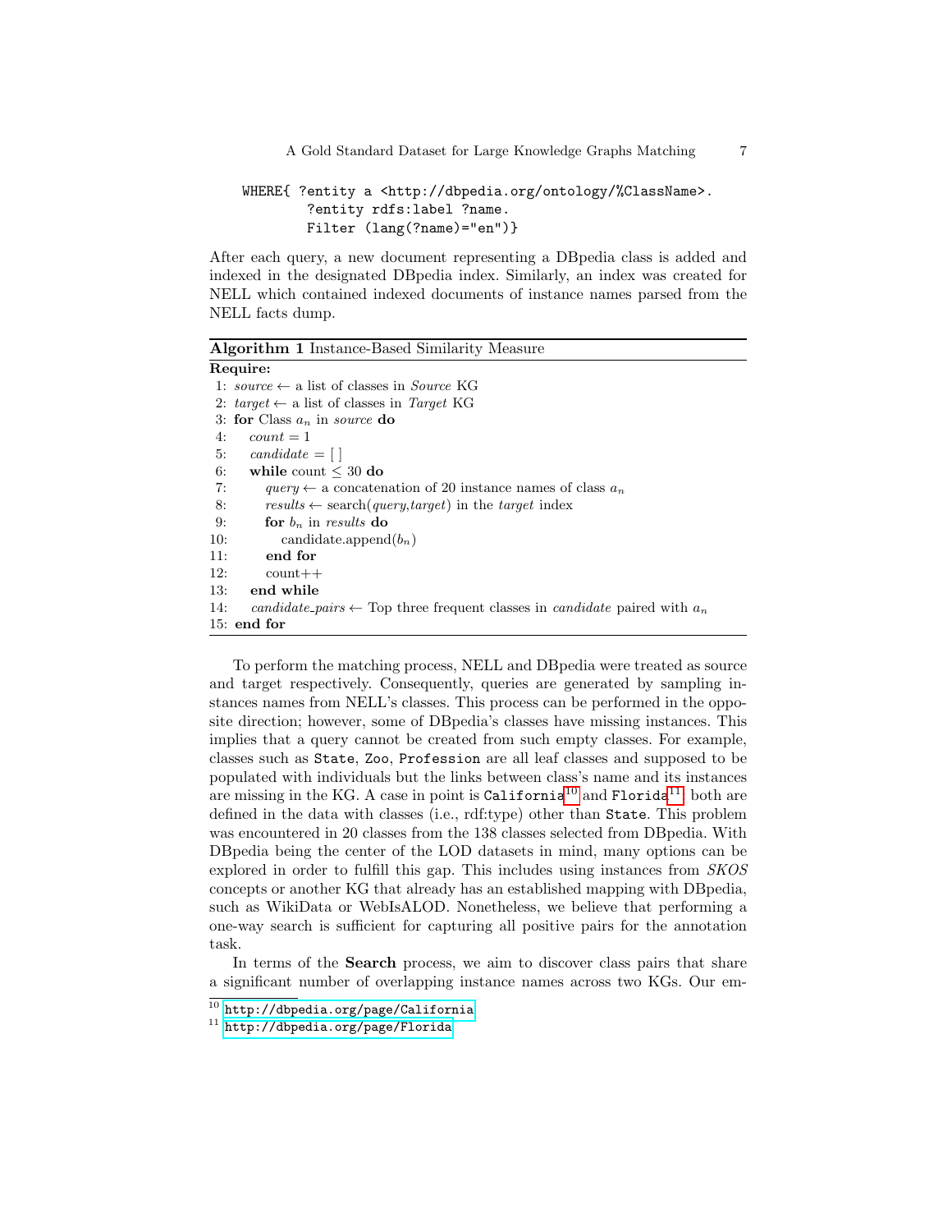```
WHERE{ ?entity a <http://dbpedia.org/ontology/%ClassName>.
       ?entity rdfs:label ?name.
       Filter (lang(?name)="en")}
```

After each query, a new document representing a DBpedia class is added and indexed in the designated DBpedia index. Similarly, an index was created for NELL which contained indexed documents of instance names parsed from the NELL facts dump.

**Algorithm 1** Instance-Based Similarity Measure

**Require:**
1: *source* ← a list of classes in *Source* KG
2: *target* ← a list of classes in *Target* KG
3: **for** Class $a_n$ in *source* **do**
4: &nbsp;&nbsp;&nbsp;&nbsp;*count* = 1
5: &nbsp;&nbsp;&nbsp;&nbsp;*candidate* = [ ]
6: &nbsp;&nbsp;&nbsp;&nbsp;**while** count $\leq 30$ **do**
7: &nbsp;&nbsp;&nbsp;&nbsp;&nbsp;&nbsp;&nbsp;&nbsp;*query* ← a concatenation of 20 instance names of class $a_n$
8: &nbsp;&nbsp;&nbsp;&nbsp;&nbsp;&nbsp;&nbsp;&nbsp;*results* ← search(*query*,*target*) in the *target* index
9: &nbsp;&nbsp;&nbsp;&nbsp;&nbsp;&nbsp;&nbsp;&nbsp;**for** $b_n$ in *results* **do**
10: &nbsp;&nbsp;&nbsp;&nbsp;&nbsp;&nbsp;&nbsp;&nbsp;&nbsp;&nbsp;&nbsp;&nbsp;candidate.append($b_n$)
11: &nbsp;&nbsp;&nbsp;&nbsp;&nbsp;&nbsp;&nbsp;&nbsp;**end for**
12: &nbsp;&nbsp;&nbsp;&nbsp;&nbsp;&nbsp;&nbsp;&nbsp;count++
13: &nbsp;&nbsp;&nbsp;&nbsp;**end while**
14: &nbsp;&nbsp;&nbsp;&nbsp;*candidate_pairs* ← Top three frequent classes in *candidate* paired with $a_n$
15: **end for**

To perform the matching process, NELL and DBpedia were treated as source and target respectively. Consequently, queries are generated by sampling instances names from NELL's classes. This process can be performed in the opposite direction; however, some of DBpedia's classes have missing instances. This implies that a query cannot be created from such empty classes. For example, classes such as `State`, `Zoo`, `Profession` are all leaf classes and supposed to be populated with individuals but the links between class's name and its instances are missing in the KG. A case in point is `California`[10] and `Florida`[11] both are defined in the data with classes (i.e., rdf:type) other than `State`. This problem was encountered in 20 classes from the 138 classes selected from DBpedia. With DBpedia being the center of the LOD datasets in mind, many options can be explored in order to fulfill this gap. This includes using instances from *SKOS* concepts or another KG that already has an established mapping with DBpedia, such as WikiData or WebIsALOD. Nonetheless, we believe that performing a one-way search is sufficient for capturing all positive pairs for the annotation task.

In terms of the **Search** process, we aim to discover class pairs that share a significant number of overlapping instance names across two KGs. Our em-

[10] http://dbpedia.org/page/California

[11] http://dbpedia.org/page/Florida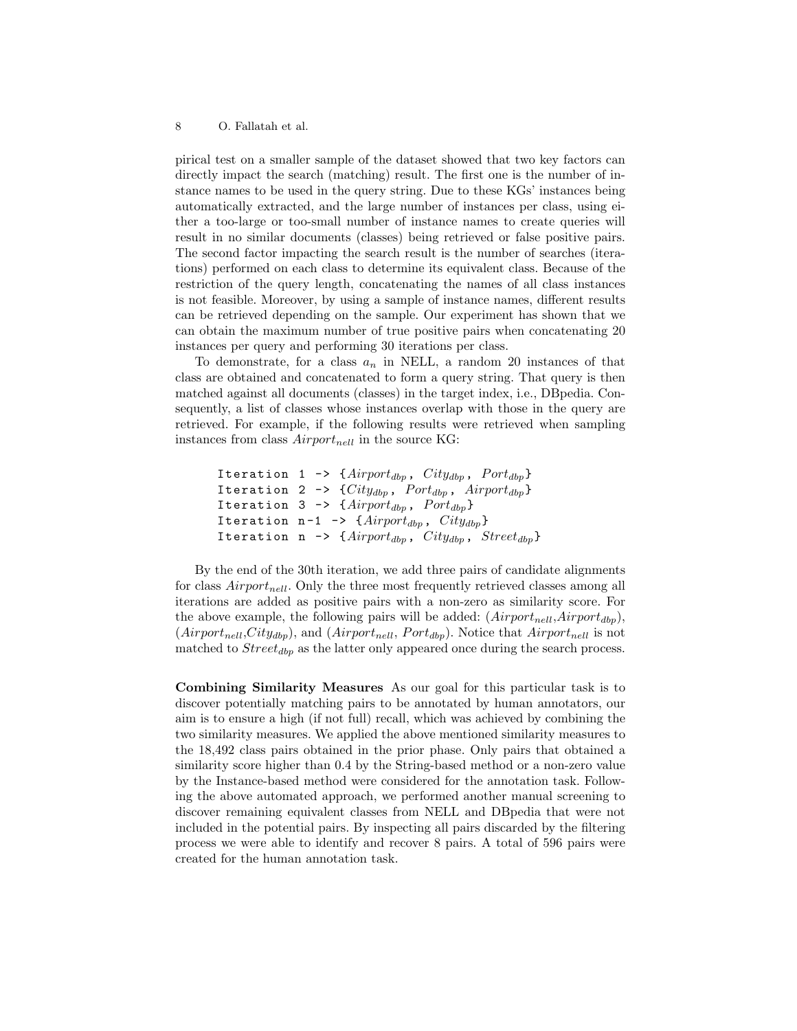pirical test on a smaller sample of the dataset showed that two key factors can directly impact the search (matching) result. The first one is the number of instance names to be used in the query string. Due to these KGs' instances being automatically extracted, and the large number of instances per class, using either a too-large or too-small number of instance names to create queries will result in no similar documents (classes) being retrieved or false positive pairs. The second factor impacting the search result is the number of searches (iterations) performed on each class to determine its equivalent class. Because of the restriction of the query length, concatenating the names of all class instances is not feasible. Moreover, by using a sample of instance names, different results can be retrieved depending on the sample. Our experiment has shown that we can obtain the maximum number of true positive pairs when concatenating 20 instances per query and performing 30 iterations per class.

To demonstrate, for a class $a_n$ in NELL, a random 20 instances of that class are obtained and concatenated to form a query string. That query is then matched against all documents (classes) in the target index, i.e., DBpedia. Consequently, a list of classes whose instances overlap with those in the query are retrieved. For example, if the following results were retrieved when sampling instances from class $Airport_{nell}$ in the source KG:

```
Iteration 1 -> {Airport_dbp, City_dbp, Port_dbp}
Iteration 2 -> {City_dbp, Port_dbp, Airport_dbp}
Iteration 3 -> {Airport_dbp, Port_dbp}
Iteration n-1 -> {Airport_dbp, City_dbp}
Iteration n -> {Airport_dbp, City_dbp, Street_dbp}
```

By the end of the 30th iteration, we add three pairs of candidate alignments for class $Airport_{nell}$. Only the three most frequently retrieved classes among all iterations are added as positive pairs with a non-zero as similarity score. For the above example, the following pairs will be added: ($Airport_{nell}$,$Airport_{dbp}$), ($Airport_{nell}$,$City_{dbp}$), and ($Airport_{nell}$, $Port_{dbp}$). Notice that $Airport_{nell}$ is not matched to $Street_{dbp}$ as the latter only appeared once during the search process.

**Combining Similarity Measures** As our goal for this particular task is to discover potentially matching pairs to be annotated by human annotators, our aim is to ensure a high (if not full) recall, which was achieved by combining the two similarity measures. We applied the above mentioned similarity measures to the 18,492 class pairs obtained in the prior phase. Only pairs that obtained a similarity score higher than 0.4 by the String-based method or a non-zero value by the Instance-based method were considered for the annotation task. Following the above automated approach, we performed another manual screening to discover remaining equivalent classes from NELL and DBpedia that were not included in the potential pairs. By inspecting all pairs discarded by the filtering process we were able to identify and recover 8 pairs. A total of 596 pairs were created for the human annotation task.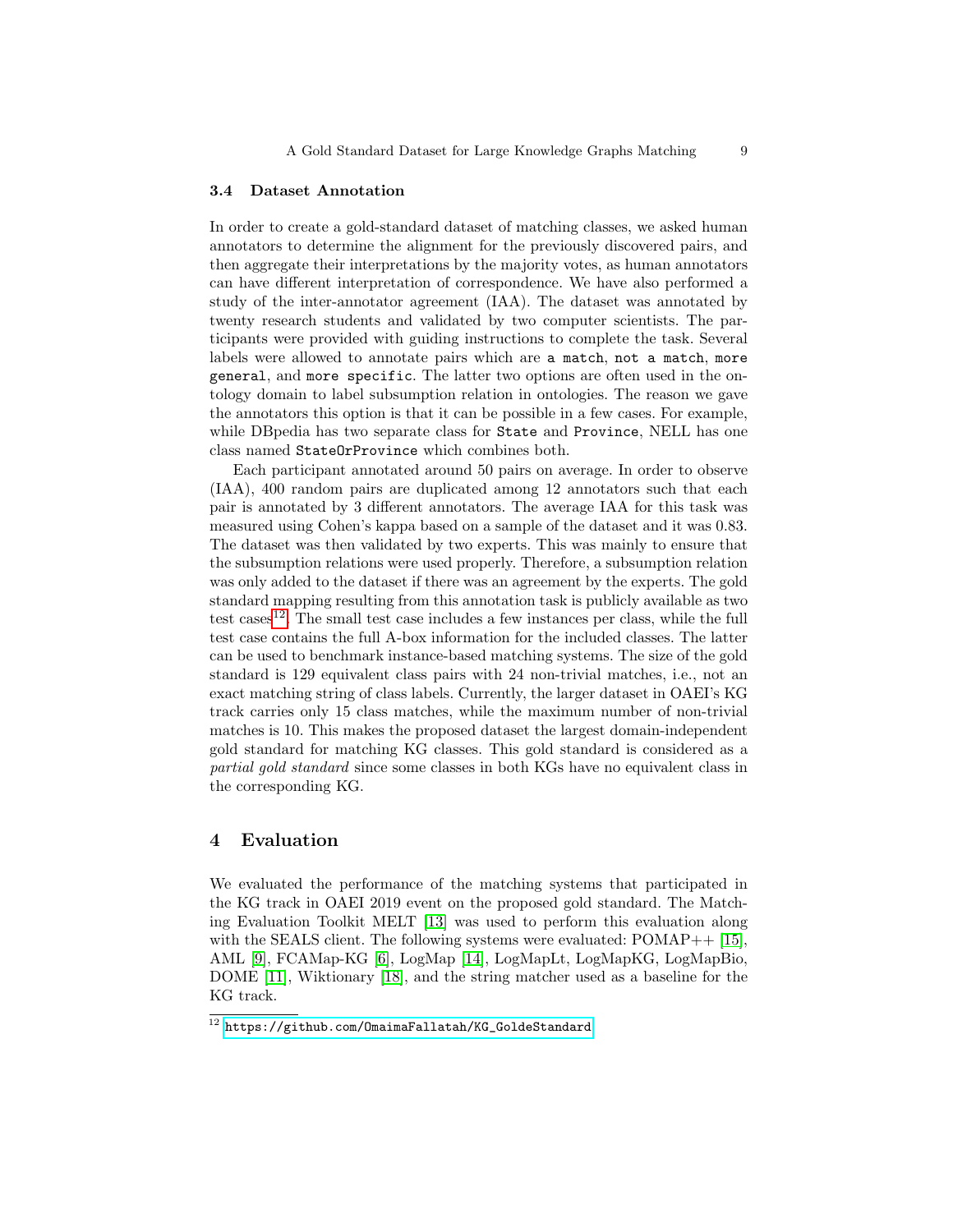### 3.4 Dataset Annotation

In order to create a gold-standard dataset of matching classes, we asked human annotators to determine the alignment for the previously discovered pairs, and then aggregate their interpretations by the majority votes, as human annotators can have different interpretation of correspondence. We have also performed a study of the inter-annotator agreement (IAA). The dataset was annotated by twenty research students and validated by two computer scientists. The participants were provided with guiding instructions to complete the task. Several labels were allowed to annotate pairs which are `a match`, `not a match`, `more general`, and `more specific`. The latter two options are often used in the ontology domain to label subsumption relation in ontologies. The reason we gave the annotators this option is that it can be possible in a few cases. For example, while DBpedia has two separate class for `State` and `Province`, NELL has one class named `StateOrProvince` which combines both.

Each participant annotated around 50 pairs on average. In order to observe (IAA), 400 random pairs are duplicated among 12 annotators such that each pair is annotated by 3 different annotators. The average IAA for this task was measured using Cohen's kappa based on a sample of the dataset and it was 0.83. The dataset was then validated by two experts. This was mainly to ensure that the subsumption relations were used properly. Therefore, a subsumption relation was only added to the dataset if there was an agreement by the experts. The gold standard mapping resulting from this annotation task is publicly available as two test cases[12]. The small test case includes a few instances per class, while the full test case contains the full A-box information for the included classes. The latter can be used to benchmark instance-based matching systems. The size of the gold standard is 129 equivalent class pairs with 24 non-trivial matches, i.e., not an exact matching string of class labels. Currently, the larger dataset in OAEI's KG track carries only 15 class matches, while the maximum number of non-trivial matches is 10. This makes the proposed dataset the largest domain-independent gold standard for matching KG classes. This gold standard is considered as a *partial gold standard* since some classes in both KGs have no equivalent class in the corresponding KG.

## 4 Evaluation

We evaluated the performance of the matching systems that participated in the KG track in OAEI 2019 event on the proposed gold standard. The Matching Evaluation Toolkit MELT [13] was used to perform this evaluation along with the SEALS client. The following systems were evaluated: POMAP++ [15], AML [9], FCAMap-KG [6], LogMap [14], LogMapLt, LogMapKG, LogMapBio, DOME [11], Wiktionary [18], and the string matcher used as a baseline for the KG track.

[12] `https://github.com/OmaimaFallatah/KG_GoldeStandard`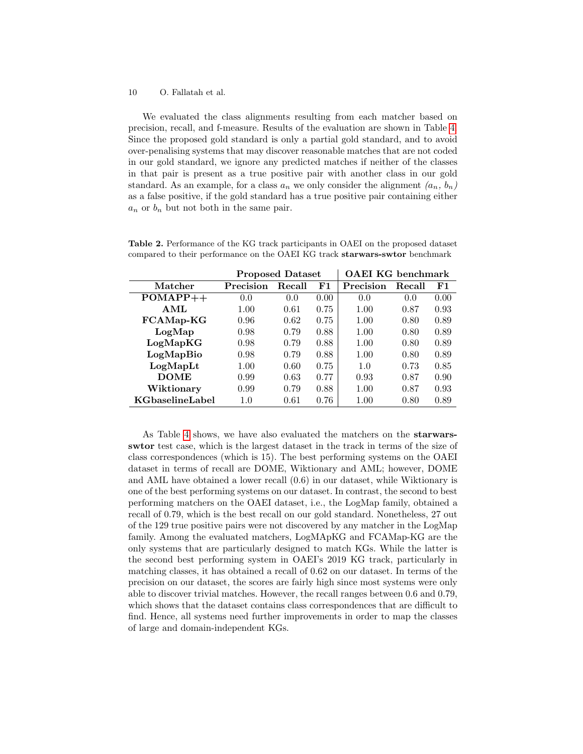We evaluated the class alignments resulting from each matcher based on precision, recall, and f-measure. Results of the evaluation are shown in Table 4. Since the proposed gold standard is only a partial gold standard, and to avoid over-penalising systems that may discover reasonable matches that are not coded in our gold standard, we ignore any predicted matches if neither of the classes in that pair is present as a true positive pair with another class in our gold standard. As an example, for a class $a_n$ we only consider the alignment *($a_n$, $b_n$)* as a false positive, if the gold standard has a true positive pair containing either $a_n$ or $b_n$ but not both in the same pair.

**Table 2.** Performance of the KG track participants in OAEI on the proposed dataset compared to their performance on the OAEI KG track **starwars-swtor** benchmark

| | **Proposed Dataset** | | | **OAEI KG benchmark** | | |
|---|---|---|---|---|---|---|
| **Matcher** | **Precision** | **Recall** | **F1** | **Precision** | **Recall** | **F1** |
| **POMAPP++** | 0.0 | 0.0 | 0.00 | 0.0 | 0.0 | 0.00 |
| **AML** | 1.00 | 0.61 | 0.75 | 1.00 | 0.87 | 0.93 |
| **FCAMap-KG** | 0.96 | 0.62 | 0.75 | 1.00 | 0.80 | 0.89 |
| **LogMap** | 0.98 | 0.79 | 0.88 | 1.00 | 0.80 | 0.89 |
| **LogMapKG** | 0.98 | 0.79 | 0.88 | 1.00 | 0.80 | 0.89 |
| **LogMapBio** | 0.98 | 0.79 | 0.88 | 1.00 | 0.80 | 0.89 |
| **LogMapLt** | 1.00 | 0.60 | 0.75 | 1.0 | 0.73 | 0.85 |
| **DOME** | 0.99 | 0.63 | 0.77 | 0.93 | 0.87 | 0.90 |
| **Wiktionary** | 0.99 | 0.79 | 0.88 | 1.00 | 0.87 | 0.93 |
| **KGbaselineLabel** | 1.0 | 0.61 | 0.76 | 1.00 | 0.80 | 0.89 |

As Table 4 shows, we have also evaluated the matchers on the **starwars-swtor** test case, which is the largest dataset in the track in terms of the size of class correspondences (which is 15). The best performing systems on the OAEI dataset in terms of recall are DOME, Wiktionary and AML; however, DOME and AML have obtained a lower recall (0.6) in our dataset, while Wiktionary is one of the best performing systems on our dataset. In contrast, the second to best performing matchers on the OAEI dataset, i.e., the LogMap family, obtained a recall of 0.79, which is the best recall on our gold standard. Nonetheless, 27 out of the 129 true positive pairs were not discovered by any matcher in the LogMap family. Among the evaluated matchers, LogMApKG and FCAMap-KG are the only systems that are particularly designed to match KGs. While the latter is the second best performing system in OAEI's 2019 KG track, particularly in matching classes, it has obtained a recall of 0.62 on our dataset. In terms of the precision on our dataset, the scores are fairly high since most systems were only able to discover trivial matches. However, the recall ranges between 0.6 and 0.79, which shows that the dataset contains class correspondences that are difficult to find. Hence, all systems need further improvements in order to map the classes of large and domain-independent KGs.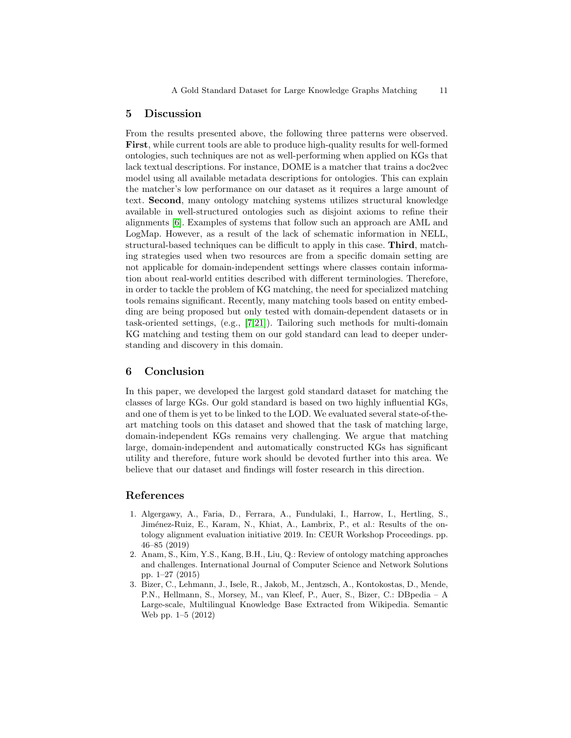## 5 Discussion

From the results presented above, the following three patterns were observed. **First**, while current tools are able to produce high-quality results for well-formed ontologies, such techniques are not as well-performing when applied on KGs that lack textual descriptions. For instance, DOME is a matcher that trains a doc2vec model using all available metadata descriptions for ontologies. This can explain the matcher's low performance on our dataset as it requires a large amount of text. **Second**, many ontology matching systems utilizes structural knowledge available in well-structured ontologies such as disjoint axioms to refine their alignments [6]. Examples of systems that follow such an approach are AML and LogMap. However, as a result of the lack of schematic information in NELL, structural-based techniques can be difficult to apply in this case. **Third**, matching strategies used when two resources are from a specific domain setting are not applicable for domain-independent settings where classes contain information about real-world entities described with different terminologies. Therefore, in order to tackle the problem of KG matching, the need for specialized matching tools remains significant. Recently, many matching tools based on entity embedding are being proposed but only tested with domain-dependent datasets or in task-oriented settings, (e.g., [7,21]). Tailoring such methods for multi-domain KG matching and testing them on our gold standard can lead to deeper understanding and discovery in this domain.

## 6 Conclusion

In this paper, we developed the largest gold standard dataset for matching the classes of large KGs. Our gold standard is based on two highly influential KGs, and one of them is yet to be linked to the LOD. We evaluated several state-of-the-art matching tools on this dataset and showed that the task of matching large, domain-independent KGs remains very challenging. We argue that matching large, domain-independent and automatically constructed KGs has significant utility and therefore, future work should be devoted further into this area. We believe that our dataset and findings will foster research in this direction.

## References

1. Algergawy, A., Faria, D., Ferrara, A., Fundulaki, I., Harrow, I., Hertling, S., Jiménez-Ruiz, E., Karam, N., Khiat, A., Lambrix, P., et al.: Results of the ontology alignment evaluation initiative 2019. In: CEUR Workshop Proceedings. pp. 46–85 (2019)
2. Anam, S., Kim, Y.S., Kang, B.H., Liu, Q.: Review of ontology matching approaches and challenges. International Journal of Computer Science and Network Solutions pp. 1–27 (2015)
3. Bizer, C., Lehmann, J., Isele, R., Jakob, M., Jentzsch, A., Kontokostas, D., Mende, P.N., Hellmann, S., Morsey, M., van Kleef, P., Auer, S., Bizer, C.: DBpedia – A Large-scale, Multilingual Knowledge Base Extracted from Wikipedia. Semantic Web pp. 1–5 (2012)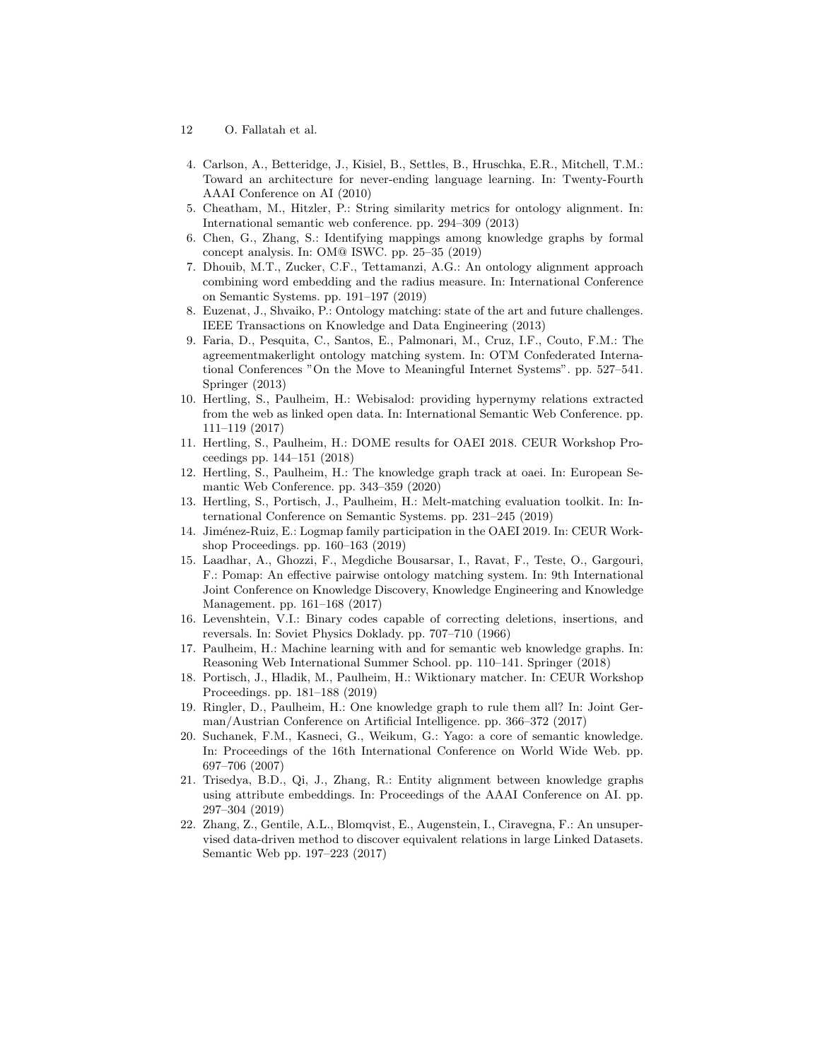4. Carlson, A., Betteridge, J., Kisiel, B., Settles, B., Hruschka, E.R., Mitchell, T.M.: Toward an architecture for never-ending language learning. In: Twenty-Fourth AAAI Conference on AI (2010)
5. Cheatham, M., Hitzler, P.: String similarity metrics for ontology alignment. In: International semantic web conference. pp. 294–309 (2013)
6. Chen, G., Zhang, S.: Identifying mappings among knowledge graphs by formal concept analysis. In: OM@ ISWC. pp. 25–35 (2019)
7. Dhouib, M.T., Zucker, C.F., Tettamanzi, A.G.: An ontology alignment approach combining word embedding and the radius measure. In: International Conference on Semantic Systems. pp. 191–197 (2019)
8. Euzenat, J., Shvaiko, P.: Ontology matching: state of the art and future challenges. IEEE Transactions on Knowledge and Data Engineering (2013)
9. Faria, D., Pesquita, C., Santos, E., Palmonari, M., Cruz, I.F., Couto, F.M.: The agreementmakerlight ontology matching system. In: OTM Confederated International Conferences "On the Move to Meaningful Internet Systems". pp. 527–541. Springer (2013)
10. Hertling, S., Paulheim, H.: Webisalod: providing hypernymy relations extracted from the web as linked open data. In: International Semantic Web Conference. pp. 111–119 (2017)
11. Hertling, S., Paulheim, H.: DOME results for OAEI 2018. CEUR Workshop Proceedings pp. 144–151 (2018)
12. Hertling, S., Paulheim, H.: The knowledge graph track at oaei. In: European Semantic Web Conference. pp. 343–359 (2020)
13. Hertling, S., Portisch, J., Paulheim, H.: Melt-matching evaluation toolkit. In: International Conference on Semantic Systems. pp. 231–245 (2019)
14. Jiménez-Ruiz, E.: Logmap family participation in the OAEI 2019. In: CEUR Workshop Proceedings. pp. 160–163 (2019)
15. Laadhar, A., Ghozzi, F., Megdiche Bousarsar, I., Ravat, F., Teste, O., Gargouri, F.: Pomap: An effective pairwise ontology matching system. In: 9th International Joint Conference on Knowledge Discovery, Knowledge Engineering and Knowledge Management. pp. 161–168 (2017)
16. Levenshtein, V.I.: Binary codes capable of correcting deletions, insertions, and reversals. In: Soviet Physics Doklady. pp. 707–710 (1966)
17. Paulheim, H.: Machine learning with and for semantic web knowledge graphs. In: Reasoning Web International Summer School. pp. 110–141. Springer (2018)
18. Portisch, J., Hladik, M., Paulheim, H.: Wiktionary matcher. In: CEUR Workshop Proceedings. pp. 181–188 (2019)
19. Ringler, D., Paulheim, H.: One knowledge graph to rule them all? In: Joint German/Austrian Conference on Artificial Intelligence. pp. 366–372 (2017)
20. Suchanek, F.M., Kasneci, G., Weikum, G.: Yago: a core of semantic knowledge. In: Proceedings of the 16th International Conference on World Wide Web. pp. 697–706 (2007)
21. Trisedya, B.D., Qi, J., Zhang, R.: Entity alignment between knowledge graphs using attribute embeddings. In: Proceedings of the AAAI Conference on AI. pp. 297–304 (2019)
22. Zhang, Z., Gentile, A.L., Blomqvist, E., Augenstein, I., Ciravegna, F.: An unsupervised data-driven method to discover equivalent relations in large Linked Datasets. Semantic Web pp. 197–223 (2017)